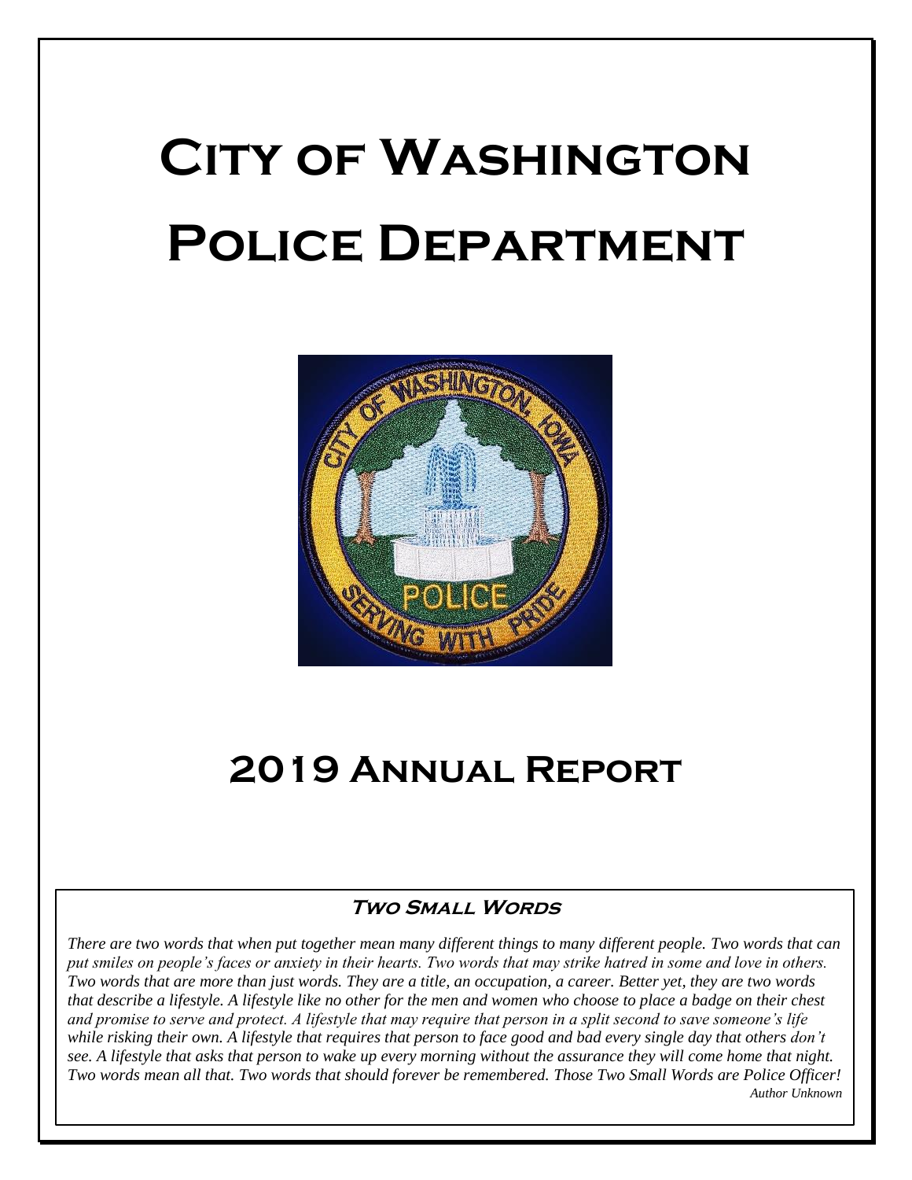# City of Washington Police Department

# 2019 Annual Report

### Two Small Words

*There are two words that when put together mean many different things to many different people. Two words that can put smiles on people's faces or anxiety in their hearts. Two words that may strike hatred in some and love in others. Two words that are more than just words. They are a title, an occupation, a career. Better yet, they are two words that describe a lifestyle. A lifestyle like no other for the men and women who choose to place a badge on their chest and promise to serve and protect. A lifestyle that may require that person in a split second to save someone's life while risking their own. A lifestyle that requires that person to face good and bad every single day that others don't see. A lifestyle that asks that person to wake up every morning without the assurance they will come home that night. Two words mean all that. Two words that should forever be remembered. Those Two Small Words are Police Officer!*

*Author Unknown*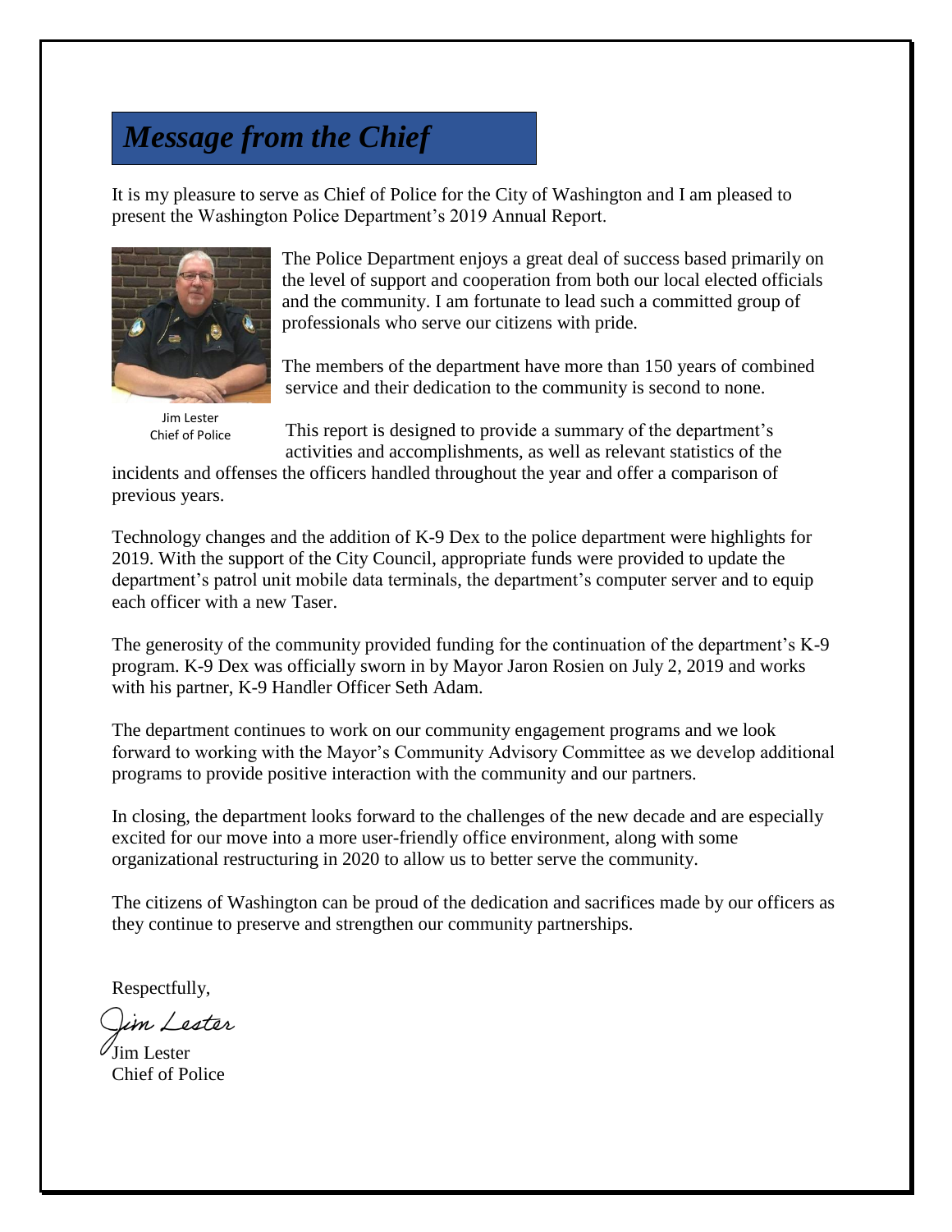# *Message from the Chief*

It is my pleasure to serve as Chief of Police for the City of Washington and I am pleased to present the Washington Police Department's 2019 Annual Report.

Jim Lester
Chief of Police

The Police Department enjoys a great deal of success based primarily on the level of support and cooperation from both our local elected officials and the community. I am fortunate to lead such a committed group of professionals who serve our citizens with pride.

The members of the department have more than 150 years of combined service and their dedication to the community is second to none.

This report is designed to provide a summary of the department's activities and accomplishments, as well as relevant statistics of the incidents and offenses the officers handled throughout the year and offer a comparison of previous years.

Technology changes and the addition of K-9 Dex to the police department were highlights for 2019. With the support of the City Council, appropriate funds were provided to update the department's patrol unit mobile data terminals, the department's computer server and to equip each officer with a new Taser.

The generosity of the community provided funding for the continuation of the department's K-9 program. K-9 Dex was officially sworn in by Mayor Jaron Rosien on July 2, 2019 and works with his partner, K-9 Handler Officer Seth Adam.

The department continues to work on our community engagement programs and we look forward to working with the Mayor's Community Advisory Committee as we develop additional programs to provide positive interaction with the community and our partners.

In closing, the department looks forward to the challenges of the new decade and are especially excited for our move into a more user-friendly office environment, along with some organizational restructuring in 2020 to allow us to better serve the community.

The citizens of Washington can be proud of the dedication and sacrifices made by our officers as they continue to preserve and strengthen our community partnerships.

Respectfully,

*Jim Lester*

Jim Lester
Chief of Police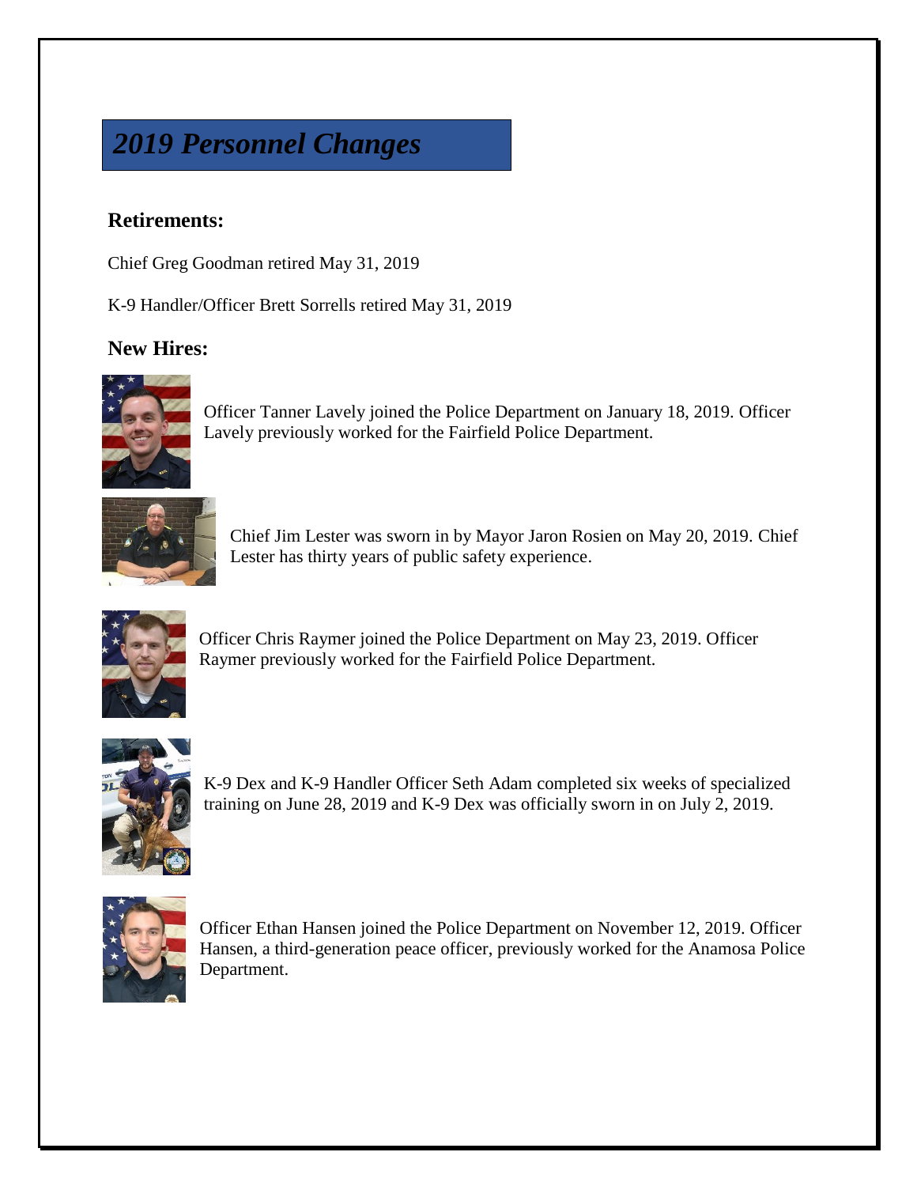## *2019 Personnel Changes*

### Retirements:

Chief Greg Goodman retired May 31, 2019

K-9 Handler/Officer Brett Sorrells retired May 31, 2019

### New Hires:

Officer Tanner Lavely joined the Police Department on January 18, 2019. Officer Lavely previously worked for the Fairfield Police Department.

Chief Jim Lester was sworn in by Mayor Jaron Rosien on May 20, 2019. Chief Lester has thirty years of public safety experience.

Officer Chris Raymer joined the Police Department on May 23, 2019. Officer Raymer previously worked for the Fairfield Police Department.

K-9 Dex and K-9 Handler Officer Seth Adam completed six weeks of specialized training on June 28, 2019 and K-9 Dex was officially sworn in on July 2, 2019.

Officer Ethan Hansen joined the Police Department on November 12, 2019. Officer Hansen, a third-generation peace officer, previously worked for the Anamosa Police Department.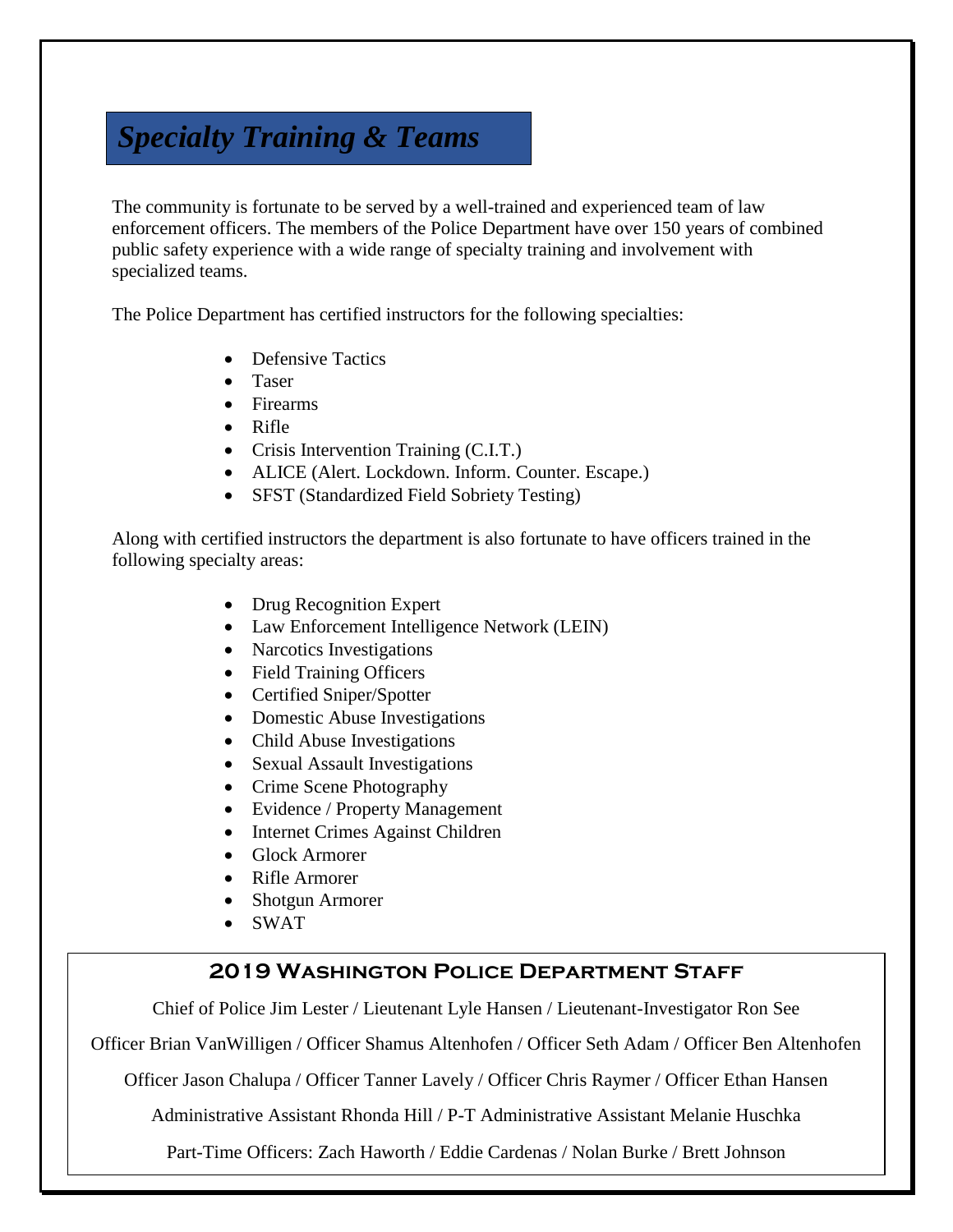## *Specialty Training & Teams*

The community is fortunate to be served by a well-trained and experienced team of law enforcement officers. The members of the Police Department have over 150 years of combined public safety experience with a wide range of specialty training and involvement with specialized teams.

The Police Department has certified instructors for the following specialties:

- Defensive Tactics
- Taser
- Firearms
- Rifle
- Crisis Intervention Training (C.I.T.)
- ALICE (Alert. Lockdown. Inform. Counter. Escape.)
- SFST (Standardized Field Sobriety Testing)

Along with certified instructors the department is also fortunate to have officers trained in the following specialty areas:

- Drug Recognition Expert
- Law Enforcement Intelligence Network (LEIN)
- Narcotics Investigations
- Field Training Officers
- Certified Sniper/Spotter
- Domestic Abuse Investigations
- Child Abuse Investigations
- Sexual Assault Investigations
- Crime Scene Photography
- Evidence / Property Management
- Internet Crimes Against Children
- Glock Armorer
- Rifle Armorer
- Shotgun Armorer
- SWAT

### 2019 Washington Police Department Staff

Chief of Police Jim Lester / Lieutenant Lyle Hansen / Lieutenant-Investigator Ron See

Officer Brian VanWilligen / Officer Shamus Altenhofen / Officer Seth Adam / Officer Ben Altenhofen

Officer Jason Chalupa / Officer Tanner Lavely / Officer Chris Raymer / Officer Ethan Hansen

Administrative Assistant Rhonda Hill / P-T Administrative Assistant Melanie Huschka

Part-Time Officers: Zach Haworth / Eddie Cardenas / Nolan Burke / Brett Johnson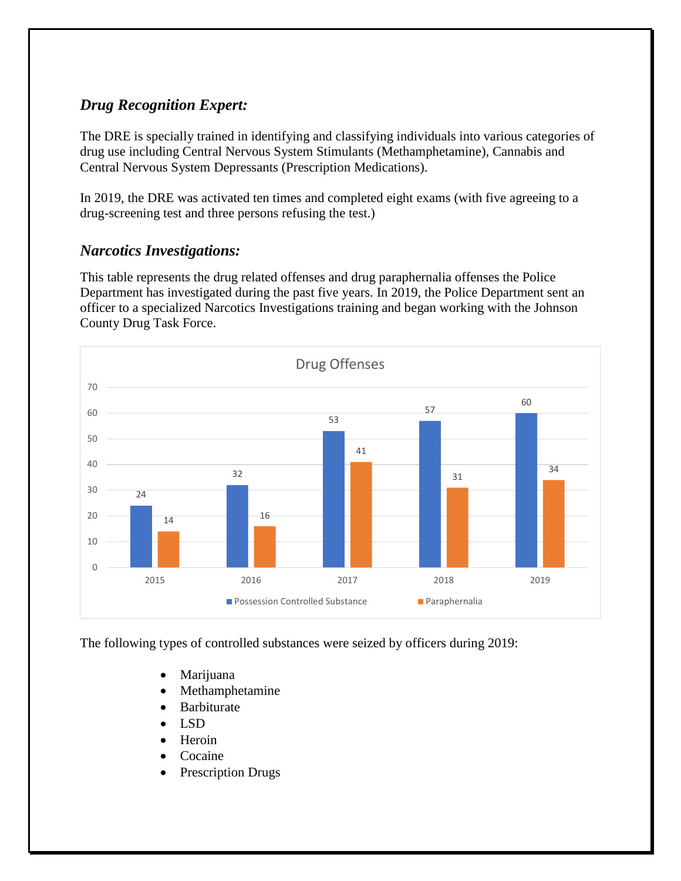### *Drug Recognition Expert:*

The DRE is specially trained in identifying and classifying individuals into various categories of drug use including Central Nervous System Stimulants (Methamphetamine), Cannabis and Central Nervous System Depressants (Prescription Medications).

In 2019, the DRE was activated ten times and completed eight exams (with five agreeing to a drug-screening test and three persons refusing the test.)

### *Narcotics Investigations:*

This table represents the drug related offenses and drug paraphernalia offenses the Police Department has investigated during the past five years. In 2019, the Police Department sent an officer to a specialized Narcotics Investigations training and began working with the Johnson County Drug Task Force.

**Drug Offenses**

| Year | Possession Controlled Substance | Paraphernalia |
|---|---|---|
| 2015 | 24 | 14 |
| 2016 | 32 | 16 |
| 2017 | 53 | 41 |
| 2018 | 57 | 31 |
| 2019 | 60 | 34 |

The following types of controlled substances were seized by officers during 2019:

- Marijuana
- Methamphetamine
- Barbiturate
- LSD
- Heroin
- Cocaine
- Prescription Drugs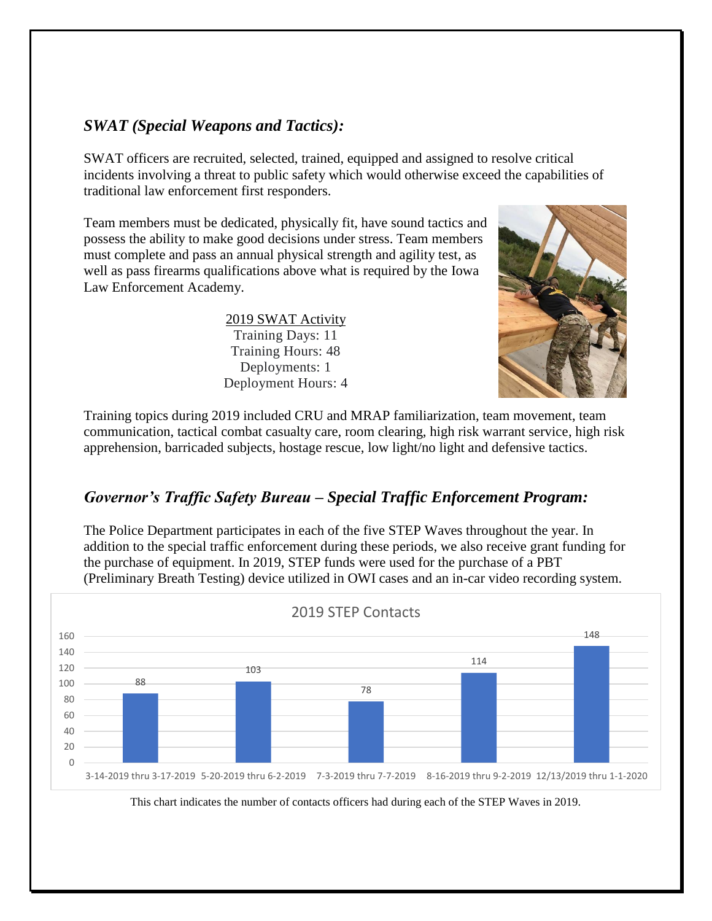## *SWAT (Special Weapons and Tactics):*

SWAT officers are recruited, selected, trained, equipped and assigned to resolve critical incidents involving a threat to public safety which would otherwise exceed the capabilities of traditional law enforcement first responders.

Team members must be dedicated, physically fit, have sound tactics and possess the ability to make good decisions under stress. Team members must complete and pass an annual physical strength and agility test, as well as pass firearms qualifications above what is required by the Iowa Law Enforcement Academy.

2019 SWAT Activity
Training Days: 11
Training Hours: 48
Deployments: 1
Deployment Hours: 4

Training topics during 2019 included CRU and MRAP familiarization, team movement, team communication, tactical combat casualty care, room clearing, high risk warrant service, high risk apprehension, barricaded subjects, hostage rescue, low light/no light and defensive tactics.

## *Governor's Traffic Safety Bureau – Special Traffic Enforcement Program:*

The Police Department participates in each of the five STEP Waves throughout the year. In addition to the special traffic enforcement during these periods, we also receive grant funding for the purchase of equipment. In 2019, STEP funds were used for the purchase of a PBT (Preliminary Breath Testing) device utilized in OWI cases and an in-car video recording system.

**2019 STEP Contacts**

| STEP Wave | Contacts |
| --- | --- |
| 3-14-2019 thru 3-17-2019 | 88 |
| 5-20-2019 thru 6-2-2019 | 103 |
| 7-3-2019 thru 7-7-2019 | 78 |
| 8-16-2019 thru 9-2-2019 | 114 |
| 12/13/2019 thru 1-1-2020 | 148 |

This chart indicates the number of contacts officers had during each of the STEP Waves in 2019.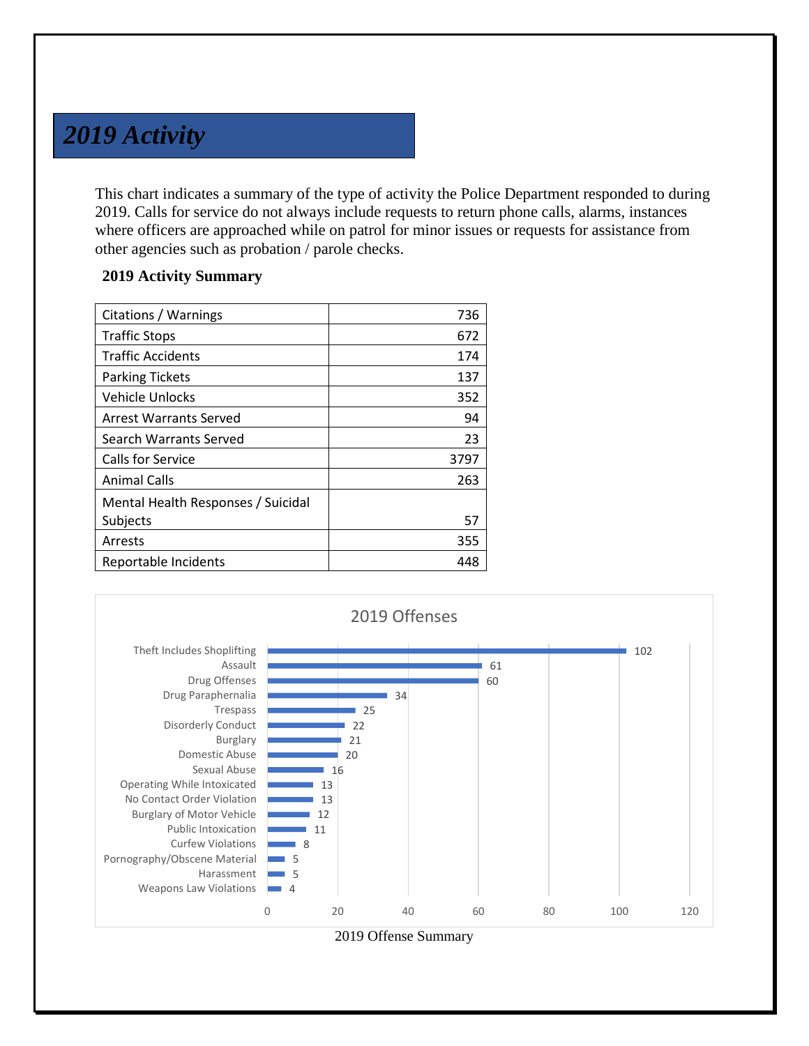# *2019 Activity*

This chart indicates a summary of the type of activity the Police Department responded to during 2019. Calls for service do not always include requests to return phone calls, alarms, instances where officers are approached while on patrol for minor issues or requests for assistance from other agencies such as probation / parole checks.

**2019 Activity Summary**

| Activity | Count |
|---|---:|
| Citations / Warnings | 736 |
| Traffic Stops | 672 |
| Traffic Accidents | 174 |
| Parking Tickets | 137 |
| Vehicle Unlocks | 352 |
| Arrest Warrants Served | 94 |
| Search Warrants Served | 23 |
| Calls for Service | 3797 |
| Animal Calls | 263 |
| Mental Health Responses / Suicidal Subjects | 57 |
| Arrests | 355 |
| Reportable Incidents | 448 |

**2019 Offenses**

| Offense | Count |
|---|---:|
| Theft Includes Shoplifting | 102 |
| Assault | 61 |
| Drug Offenses | 60 |
| Drug Paraphernalia | 34 |
| Trespass | 25 |
| Disorderly Conduct | 22 |
| Burglary | 21 |
| Domestic Abuse | 20 |
| Sexual Abuse | 16 |
| Operating While Intoxicated | 13 |
| No Contact Order Violation | 13 |
| Burglary of Motor Vehicle | 12 |
| Public Intoxication | 11 |
| Curfew Violations | 8 |
| Pornography/Obscene Material | 5 |
| Harassment | 5 |
| Weapons Law Violations | 4 |

2019 Offense Summary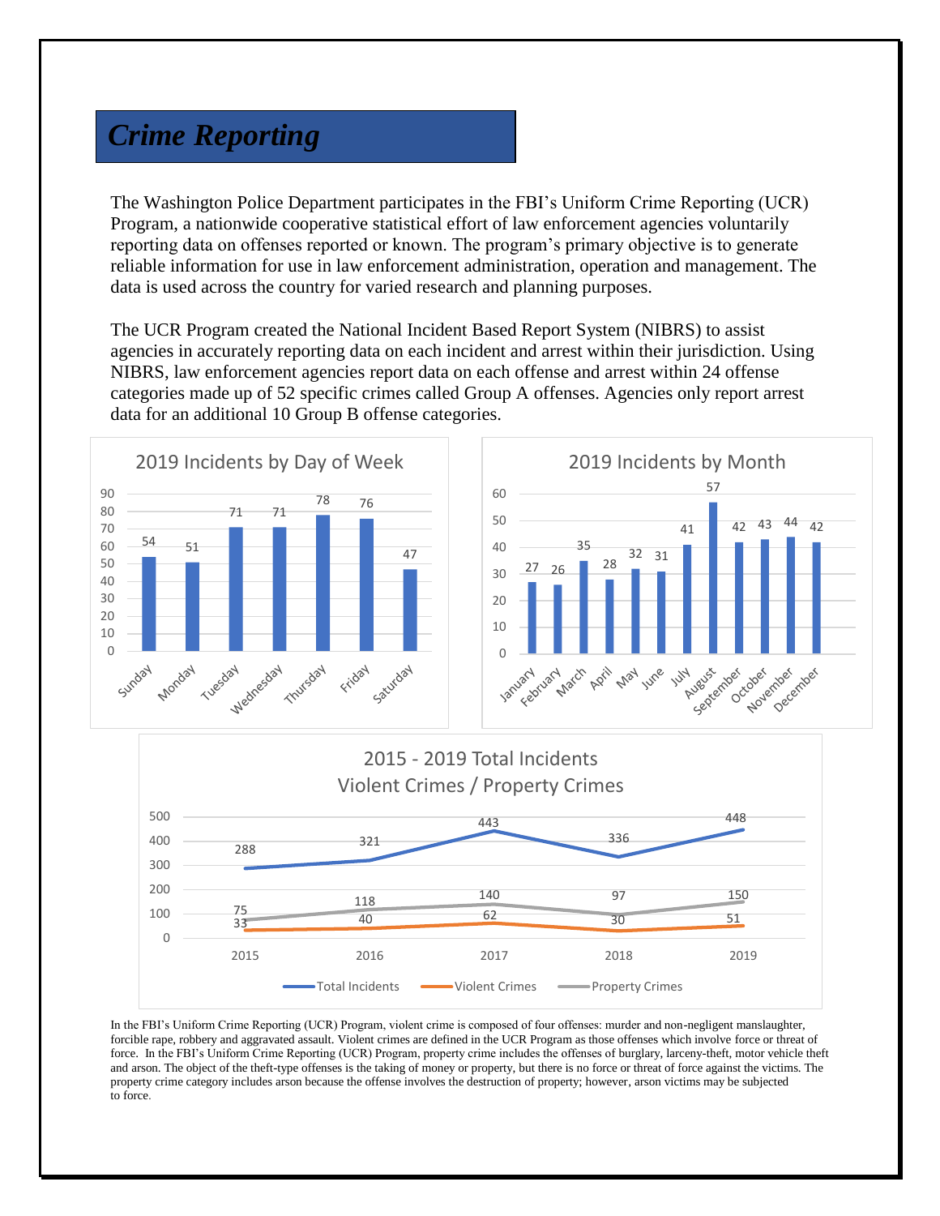# *Crime Reporting*

The Washington Police Department participates in the FBI's Uniform Crime Reporting (UCR) Program, a nationwide cooperative statistical effort of law enforcement agencies voluntarily reporting data on offenses reported or known. The program's primary objective is to generate reliable information for use in law enforcement administration, operation and management. The data is used across the country for varied research and planning purposes.

The UCR Program created the National Incident Based Report System (NIBRS) to assist agencies in accurately reporting data on each incident and arrest within their jurisdiction. Using NIBRS, law enforcement agencies report data on each offense and arrest within 24 offense categories made up of 52 specific crimes called Group A offenses. Agencies only report arrest data for an additional 10 Group B offense categories.

2019 Incidents by Day of Week

90
80
70
60
50
40
30
20
10
0

54
51
71
71
78
76
47

Sunday
Monday
Tuesday
Wednesday
Thursday
Friday
Saturday

2019 Incidents by Month

60
50
40
30
20
10
0

27
26
35
28
32
31
41
57
42
43
44
42

January
February
March
April
May
June
July
August
September
October
November
December

2015 - 2019 Total Incidents
Violent Crimes / Property Crimes

500
400
300
200
100
0

288
321
443
336
448

75
118
140
97
150

33
40
62
30
51

2015
2016
2017
2018
2019

Total Incidents
Violent Crimes
Property Crimes

In the FBI's Uniform Crime Reporting (UCR) Program, violent crime is composed of four offenses: murder and non-negligent manslaughter, forcible rape, robbery and aggravated assault. Violent crimes are defined in the UCR Program as those offenses which involve force or threat of force. In the FBI's Uniform Crime Reporting (UCR) Program, property crime includes the offenses of burglary, larceny-theft, motor vehicle theft and arson. The object of the theft-type offenses is the taking of money or property, but there is no force or threat of force against the victims. The property crime category includes arson because the offense involves the destruction of property; however, arson victims may be subjected to force.